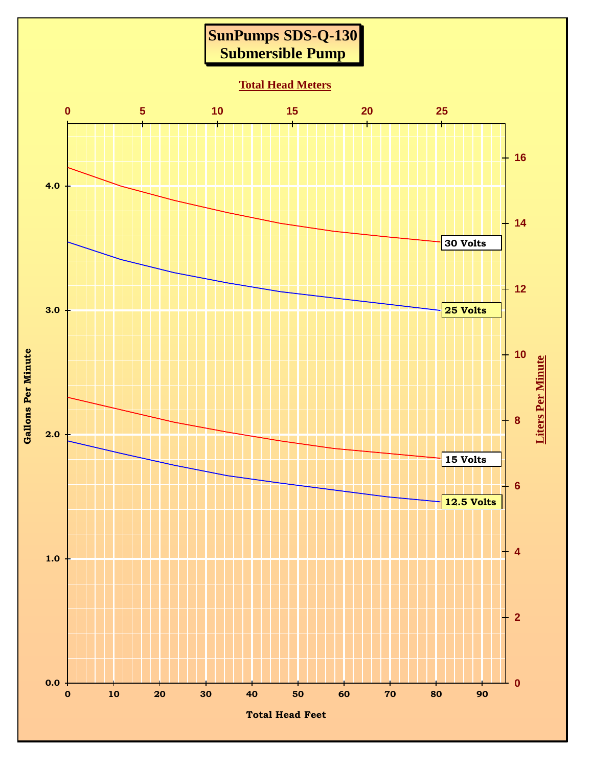# SunPumps SDS-Q-130 Submersible Pump

**Total Head Meters**

0 5 10 15 20 25

Gallons Per Minute: 0.0 1.0 2.0 3.0 4.0

Liters Per Minute: 0 2 4 6 8 10 12 14 16

30 Volts

25 Volts

15 Volts

12.5 Volts

0 10 20 30 40 50 60 70 80 90

**Total Head Feet**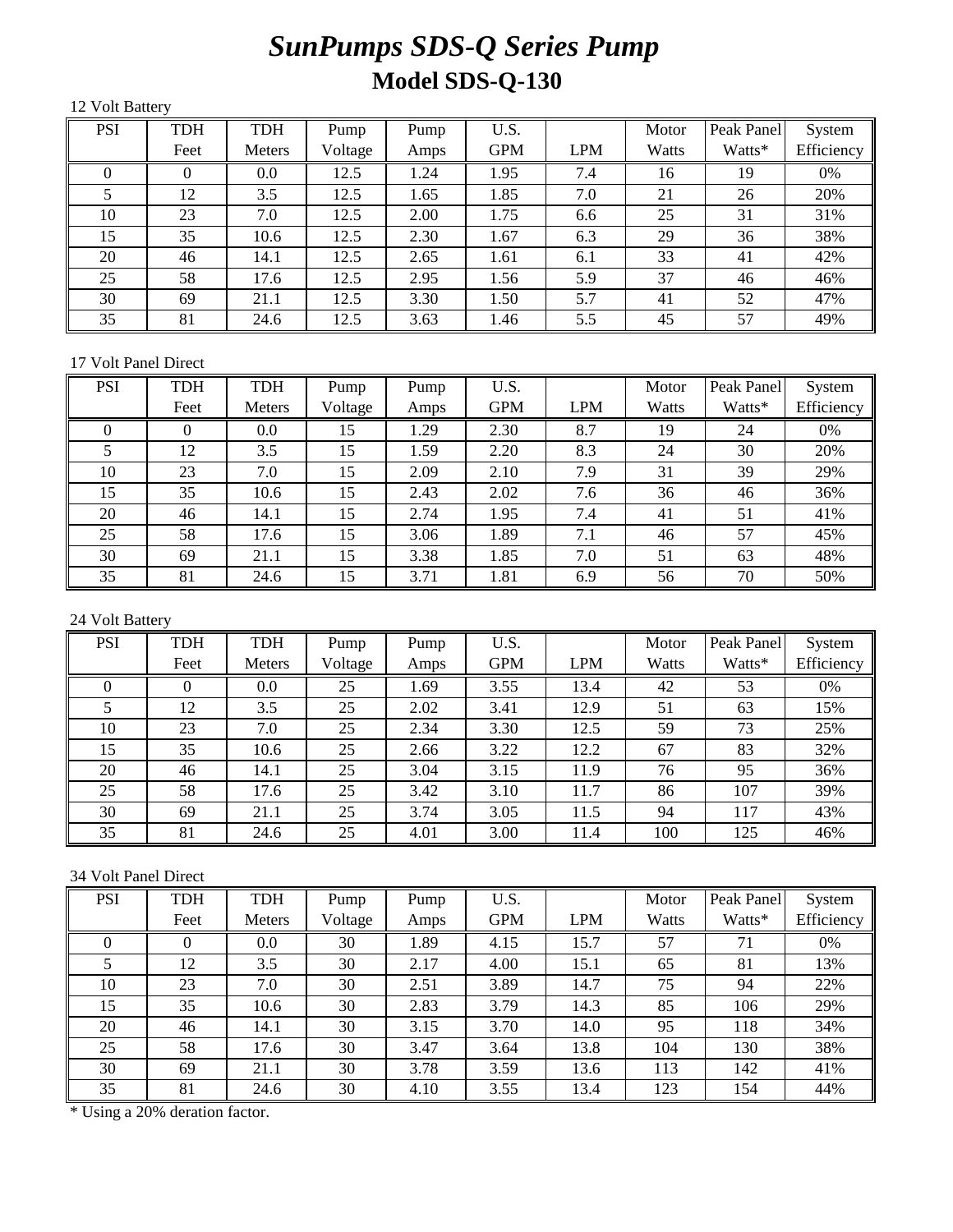# *SunPumps SDS-Q Series Pump*

## Model SDS-Q-130

12 Volt Battery

| PSI | TDH Feet | TDH Meters | Pump Voltage | Pump Amps | U.S. GPM | LPM | Motor Watts | Peak Panel Watts* | System Efficiency |
|---|---|---|---|---|---|---|---|---|---|
| 0 | 0 | 0.0 | 12.5 | 1.24 | 1.95 | 7.4 | 16 | 19 | 0% |
| 5 | 12 | 3.5 | 12.5 | 1.65 | 1.85 | 7.0 | 21 | 26 | 20% |
| 10 | 23 | 7.0 | 12.5 | 2.00 | 1.75 | 6.6 | 25 | 31 | 31% |
| 15 | 35 | 10.6 | 12.5 | 2.30 | 1.67 | 6.3 | 29 | 36 | 38% |
| 20 | 46 | 14.1 | 12.5 | 2.65 | 1.61 | 6.1 | 33 | 41 | 42% |
| 25 | 58 | 17.6 | 12.5 | 2.95 | 1.56 | 5.9 | 37 | 46 | 46% |
| 30 | 69 | 21.1 | 12.5 | 3.30 | 1.50 | 5.7 | 41 | 52 | 47% |
| 35 | 81 | 24.6 | 12.5 | 3.63 | 1.46 | 5.5 | 45 | 57 | 49% |

17 Volt Panel Direct

| PSI | TDH Feet | TDH Meters | Pump Voltage | Pump Amps | U.S. GPM | LPM | Motor Watts | Peak Panel Watts* | System Efficiency |
|---|---|---|---|---|---|---|---|---|---|
| 0 | 0 | 0.0 | 15 | 1.29 | 2.30 | 8.7 | 19 | 24 | 0% |
| 5 | 12 | 3.5 | 15 | 1.59 | 2.20 | 8.3 | 24 | 30 | 20% |
| 10 | 23 | 7.0 | 15 | 2.09 | 2.10 | 7.9 | 31 | 39 | 29% |
| 15 | 35 | 10.6 | 15 | 2.43 | 2.02 | 7.6 | 36 | 46 | 36% |
| 20 | 46 | 14.1 | 15 | 2.74 | 1.95 | 7.4 | 41 | 51 | 41% |
| 25 | 58 | 17.6 | 15 | 3.06 | 1.89 | 7.1 | 46 | 57 | 45% |
| 30 | 69 | 21.1 | 15 | 3.38 | 1.85 | 7.0 | 51 | 63 | 48% |
| 35 | 81 | 24.6 | 15 | 3.71 | 1.81 | 6.9 | 56 | 70 | 50% |

24 Volt Battery

| PSI | TDH Feet | TDH Meters | Pump Voltage | Pump Amps | U.S. GPM | LPM | Motor Watts | Peak Panel Watts* | System Efficiency |
|---|---|---|---|---|---|---|---|---|---|
| 0 | 0 | 0.0 | 25 | 1.69 | 3.55 | 13.4 | 42 | 53 | 0% |
| 5 | 12 | 3.5 | 25 | 2.02 | 3.41 | 12.9 | 51 | 63 | 15% |
| 10 | 23 | 7.0 | 25 | 2.34 | 3.30 | 12.5 | 59 | 73 | 25% |
| 15 | 35 | 10.6 | 25 | 2.66 | 3.22 | 12.2 | 67 | 83 | 32% |
| 20 | 46 | 14.1 | 25 | 3.04 | 3.15 | 11.9 | 76 | 95 | 36% |
| 25 | 58 | 17.6 | 25 | 3.42 | 3.10 | 11.7 | 86 | 107 | 39% |
| 30 | 69 | 21.1 | 25 | 3.74 | 3.05 | 11.5 | 94 | 117 | 43% |
| 35 | 81 | 24.6 | 25 | 4.01 | 3.00 | 11.4 | 100 | 125 | 46% |

34 Volt Panel Direct

| PSI | TDH Feet | TDH Meters | Pump Voltage | Pump Amps | U.S. GPM | LPM | Motor Watts | Peak Panel Watts* | System Efficiency |
|---|---|---|---|---|---|---|---|---|---|
| 0 | 0 | 0.0 | 30 | 1.89 | 4.15 | 15.7 | 57 | 71 | 0% |
| 5 | 12 | 3.5 | 30 | 2.17 | 4.00 | 15.1 | 65 | 81 | 13% |
| 10 | 23 | 7.0 | 30 | 2.51 | 3.89 | 14.7 | 75 | 94 | 22% |
| 15 | 35 | 10.6 | 30 | 2.83 | 3.79 | 14.3 | 85 | 106 | 29% |
| 20 | 46 | 14.1 | 30 | 3.15 | 3.70 | 14.0 | 95 | 118 | 34% |
| 25 | 58 | 17.6 | 30 | 3.47 | 3.64 | 13.8 | 104 | 130 | 38% |
| 30 | 69 | 21.1 | 30 | 3.78 | 3.59 | 13.6 | 113 | 142 | 41% |
| 35 | 81 | 24.6 | 30 | 4.10 | 3.55 | 13.4 | 123 | 154 | 44% |

* Using a 20% deration factor.